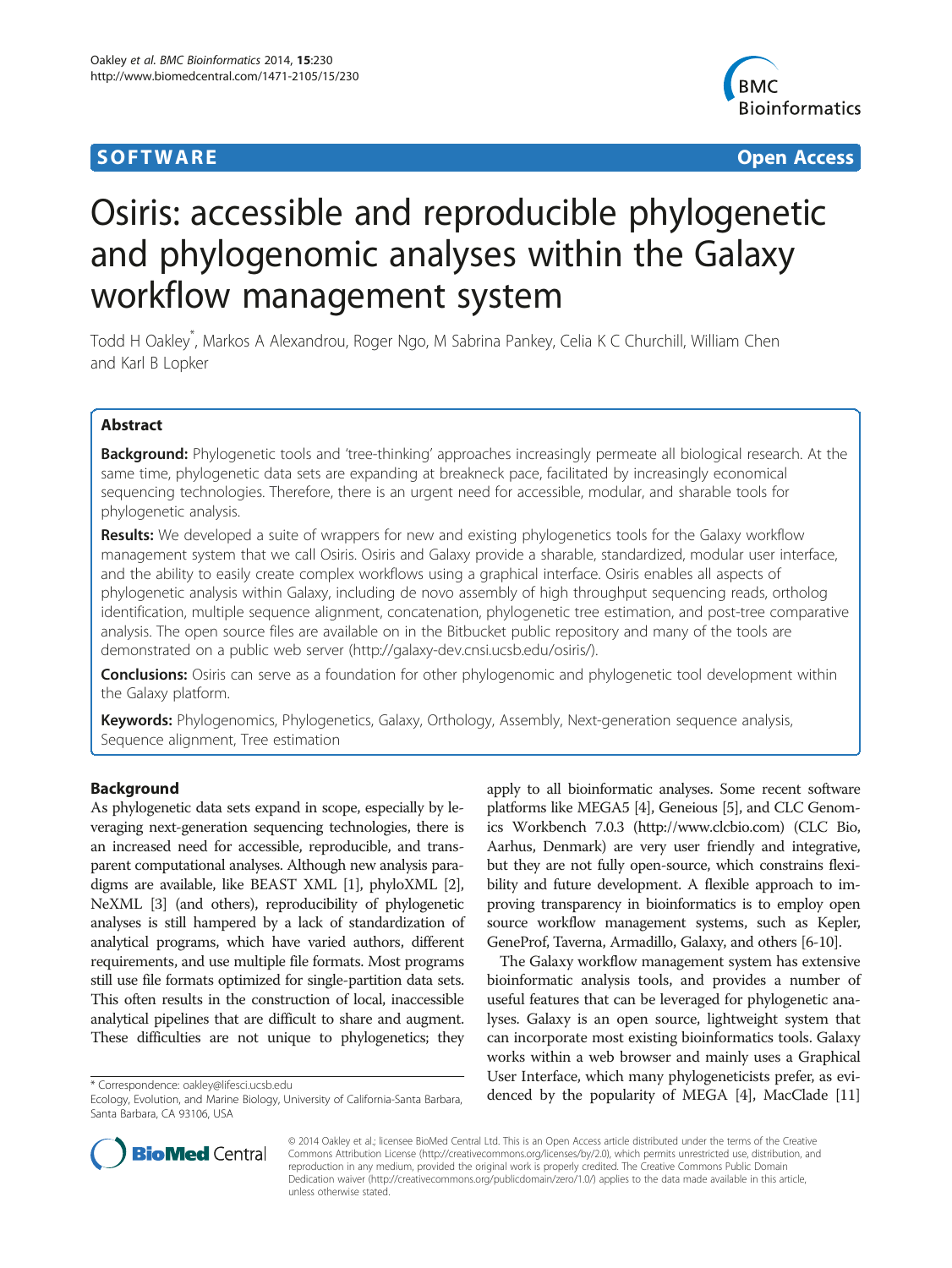SOFTWARE Open Access

# Osiris: accessible and reproducible phylogenetic and phylogenomic analyses within the Galaxy workflow management system

Todd H Oakley*, Markos A Alexandrou, Roger Ngo, M Sabrina Pankey, Celia K C Churchill, William Chen and Karl B Lopker

## Abstract

**Background:** Phylogenetic tools and 'tree-thinking' approaches increasingly permeate all biological research. At the same time, phylogenetic data sets are expanding at breakneck pace, facilitated by increasingly economical sequencing technologies. Therefore, there is an urgent need for accessible, modular, and sharable tools for phylogenetic analysis.

**Results:** We developed a suite of wrappers for new and existing phylogenetics tools for the Galaxy workflow management system that we call Osiris. Osiris and Galaxy provide a sharable, standardized, modular user interface, and the ability to easily create complex workflows using a graphical interface. Osiris enables all aspects of phylogenetic analysis within Galaxy, including de novo assembly of high throughput sequencing reads, ortholog identification, multiple sequence alignment, concatenation, phylogenetic tree estimation, and post-tree comparative analysis. The open source files are available on in the Bitbucket public repository and many of the tools are demonstrated on a public web server (http://galaxy-dev.cnsi.ucsb.edu/osiris/).

**Conclusions:** Osiris can serve as a foundation for other phylogenomic and phylogenetic tool development within the Galaxy platform.

**Keywords:** Phylogenomics, Phylogenetics, Galaxy, Orthology, Assembly, Next-generation sequence analysis, Sequence alignment, Tree estimation

## Background

As phylogenetic data sets expand in scope, especially by leveraging next-generation sequencing technologies, there is an increased need for accessible, reproducible, and transparent computational analyses. Although new analysis paradigms are available, like BEAST XML [1], phyloXML [2], NeXML [3] (and others), reproducibility of phylogenetic analyses is still hampered by a lack of standardization of analytical programs, which have varied authors, different requirements, and use multiple file formats. Most programs still use file formats optimized for single-partition data sets. This often results in the construction of local, inaccessible analytical pipelines that are difficult to share and augment. These difficulties are not unique to phylogenetics; they apply to all bioinformatic analyses. Some recent software platforms like MEGA5 [4], Geneious [5], and CLC Genomics Workbench 7.0.3 (http://www.clcbio.com) (CLC Bio, Aarhus, Denmark) are very user friendly and integrative, but they are not fully open-source, which constrains flexibility and future development. A flexible approach to improving transparency in bioinformatics is to employ open source workflow management systems, such as Kepler, GeneProf, Taverna, Armadillo, Galaxy, and others [6-10].

The Galaxy workflow management system has extensive bioinformatic analysis tools, and provides a number of useful features that can be leveraged for phylogenetic analyses. Galaxy is an open source, lightweight system that can incorporate most existing bioinformatics tools. Galaxy works within a web browser and mainly uses a Graphical User Interface, which many phylogeneticists prefer, as evidenced by the popularity of MEGA [4], MacClade [11]

* Correspondence: oakley@lifesci.ucsb.edu
Ecology, Evolution, and Marine Biology, University of California-Santa Barbara, Santa Barbara, CA 93106, USA

© 2014 Oakley et al.; licensee BioMed Central Ltd. This is an Open Access article distributed under the terms of the Creative Commons Attribution License (http://creativecommons.org/licenses/by/2.0), which permits unrestricted use, distribution, and reproduction in any medium, provided the original work is properly credited. The Creative Commons Public Domain Dedication waiver (http://creativecommons.org/publicdomain/zero/1.0/) applies to the data made available in this article, unless otherwise stated.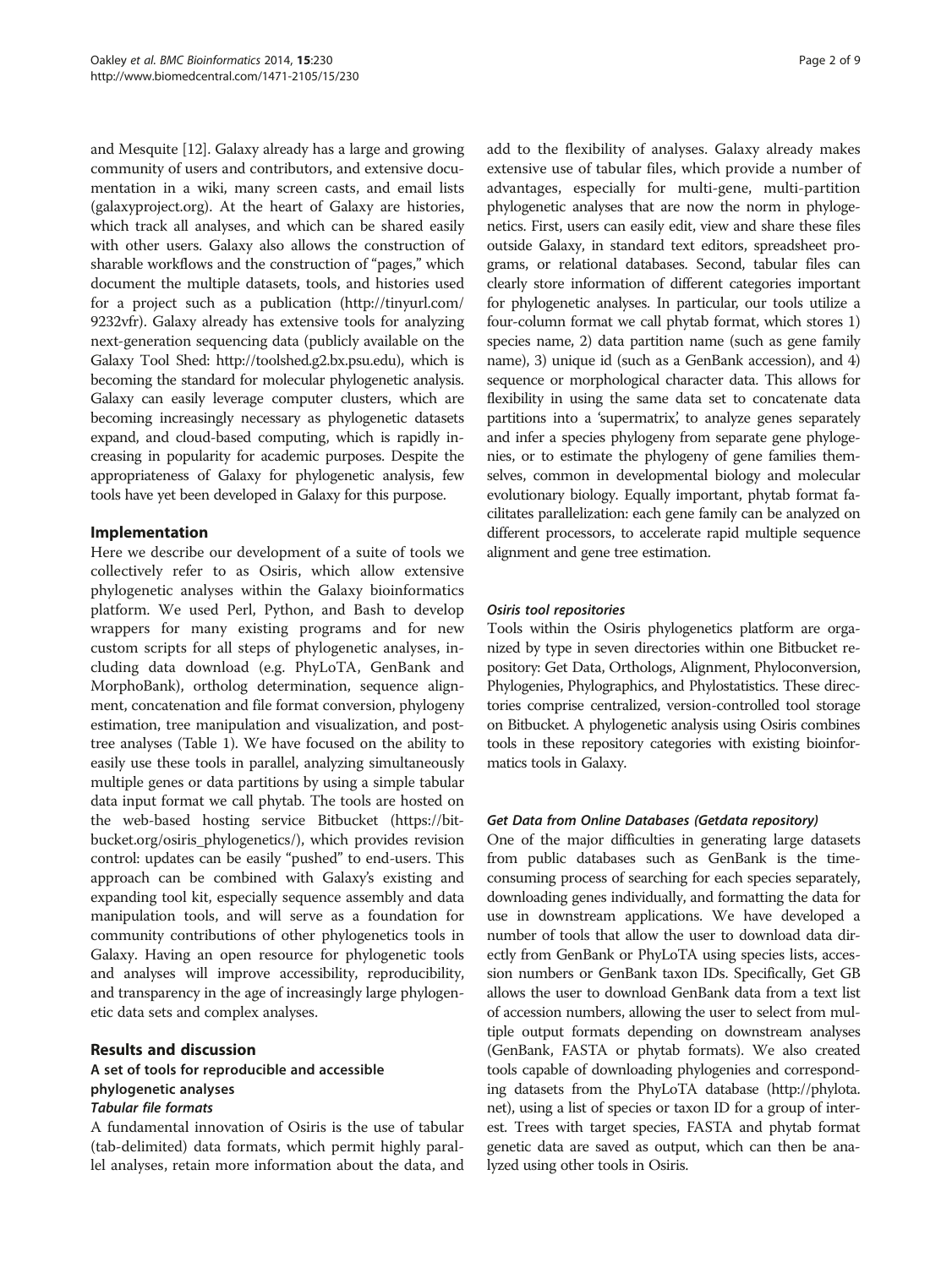and Mesquite [12]. Galaxy already has a large and growing community of users and contributors, and extensive documentation in a wiki, many screen casts, and email lists (galaxyproject.org). At the heart of Galaxy are histories, which track all analyses, and which can be shared easily with other users. Galaxy also allows the construction of sharable workflows and the construction of "pages," which document the multiple datasets, tools, and histories used for a project such as a publication (http://tinyurl.com/9232vfr). Galaxy already has extensive tools for analyzing next-generation sequencing data (publicly available on the Galaxy Tool Shed: http://toolshed.g2.bx.psu.edu), which is becoming the standard for molecular phylogenetic analysis. Galaxy can easily leverage computer clusters, which are becoming increasingly necessary as phylogenetic datasets expand, and cloud-based computing, which is rapidly increasing in popularity for academic purposes. Despite the appropriateness of Galaxy for phylogenetic analysis, few tools have yet been developed in Galaxy for this purpose.

## Implementation

Here we describe our development of a suite of tools we collectively refer to as Osiris, which allow extensive phylogenetic analyses within the Galaxy bioinformatics platform. We used Perl, Python, and Bash to develop wrappers for many existing programs and for new custom scripts for all steps of phylogenetic analyses, including data download (e.g. PhyLoTA, GenBank and MorphoBank), ortholog determination, sequence alignment, concatenation and file format conversion, phylogeny estimation, tree manipulation and visualization, and post-tree analyses (Table 1). We have focused on the ability to easily use these tools in parallel, analyzing simultaneously multiple genes or data partitions by using a simple tabular data input format we call phytab. The tools are hosted on the web-based hosting service Bitbucket (https://bitbucket.org/osiris_phylogenetics/), which provides revision control: updates can be easily "pushed" to end-users. This approach can be combined with Galaxy's existing and expanding tool kit, especially sequence assembly and data manipulation tools, and will serve as a foundation for community contributions of other phylogenetics tools in Galaxy. Having an open resource for phylogenetic tools and analyses will improve accessibility, reproducibility, and transparency in the age of increasingly large phylogenetic data sets and complex analyses.

## Results and discussion

### A set of tools for reproducible and accessible phylogenetic analyses

#### *Tabular file formats*

A fundamental innovation of Osiris is the use of tabular (tab-delimited) data formats, which permit highly parallel analyses, retain more information about the data, and add to the flexibility of analyses. Galaxy already makes extensive use of tabular files, which provide a number of advantages, especially for multi-gene, multi-partition phylogenetic analyses that are now the norm in phylogenetics. First, users can easily edit, view and share these files outside Galaxy, in standard text editors, spreadsheet programs, or relational databases. Second, tabular files can clearly store information of different categories important for phylogenetic analyses. In particular, our tools utilize a four-column format we call phytab format, which stores 1) species name, 2) data partition name (such as gene family name), 3) unique id (such as a GenBank accession), and 4) sequence or morphological character data. This allows for flexibility in using the same data set to concatenate data partitions into a 'supermatrix,' to analyze genes separately and infer a species phylogeny from separate gene phylogenies, or to estimate the phylogeny of gene families themselves, common in developmental biology and molecular evolutionary biology. Equally important, phytab format facilitates parallelization: each gene family can be analyzed on different processors, to accelerate rapid multiple sequence alignment and gene tree estimation.

#### *Osiris tool repositories*

Tools within the Osiris phylogenetics platform are organized by type in seven directories within one Bitbucket repository: Get Data, Orthologs, Alignment, Phyloconversion, Phylogenies, Phylographics, and Phylostatistics. These directories comprise centralized, version-controlled tool storage on Bitbucket. A phylogenetic analysis using Osiris combines tools in these repository categories with existing bioinformatics tools in Galaxy.

#### *Get Data from Online Databases (Getdata repository)*

One of the major difficulties in generating large datasets from public databases such as GenBank is the time-consuming process of searching for each species separately, downloading genes individually, and formatting the data for use in downstream applications. We have developed a number of tools that allow the user to download data directly from GenBank or PhyLoTA using species lists, accession numbers or GenBank taxon IDs. Specifically, Get GB allows the user to download GenBank data from a text list of accession numbers, allowing the user to select from multiple output formats depending on downstream analyses (GenBank, FASTA or phytab formats). We also created tools capable of downloading phylogenies and corresponding datasets from the PhyLoTA database (http://phylota.net), using a list of species or taxon ID for a group of interest. Trees with target species, FASTA and phytab format genetic data are saved as output, which can then be analyzed using other tools in Osiris.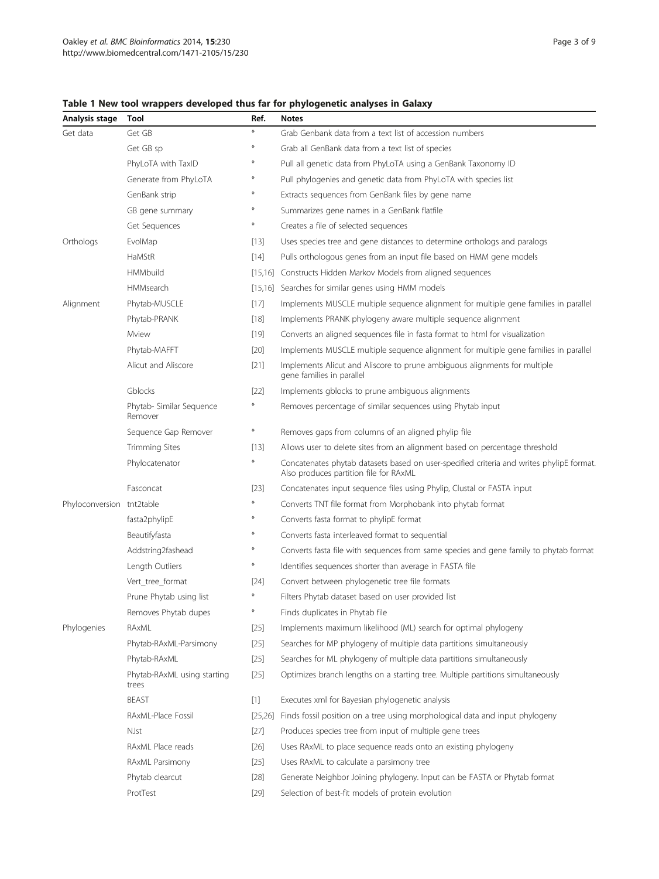**Table 1 New tool wrappers developed thus far for phylogenetic analyses in Galaxy**

| Analysis stage | Tool | Ref. | Notes |
|---|---|---|---|
| Get data | Get GB | * | Grab Genbank data from a text list of accession numbers |
| | Get GB sp | * | Grab all GenBank data from a text list of species |
| | PhyLoTA with TaxID | * | Pull all genetic data from PhyLoTA using a GenBank Taxonomy ID |
| | Generate from PhyLoTA | * | Pull phylogenies and genetic data from PhyLoTA with species list |
| | GenBank strip | * | Extracts sequences from GenBank files by gene name |
| | GB gene summary | * | Summarizes gene names in a GenBank flatfile |
| | Get Sequences | * | Creates a file of selected sequences |
| Orthologs | EvolMap | [13] | Uses species tree and gene distances to determine orthologs and paralogs |
| | HaMStR | [14] | Pulls orthologous genes from an input file based on HMM gene models |
| | HMMbuild | [15,16] | Constructs Hidden Markov Models from aligned sequences |
| | HMMsearch | [15,16] | Searches for similar genes using HMM models |
| Alignment | Phytab-MUSCLE | [17] | Implements MUSCLE multiple sequence alignment for multiple gene families in parallel |
| | Phytab-PRANK | [18] | Implements PRANK phylogeny aware multiple sequence alignment |
| | Mview | [19] | Converts an aligned sequences file in fasta format to html for visualization |
| | Phytab-MAFFT | [20] | Implements MUSCLE multiple sequence alignment for multiple gene families in parallel |
| | Alicut and Aliscore | [21] | Implements Alicut and Aliscore to prune ambiguous alignments for multiple gene families in parallel |
| | Gblocks | [22] | Implements gblocks to prune ambiguous alignments |
| | Phytab- Similar Sequence Remover | * | Removes percentage of similar sequences using Phytab input |
| | Sequence Gap Remover | * | Removes gaps from columns of an aligned phylip file |
| | Trimming Sites | [13] | Allows user to delete sites from an alignment based on percentage threshold |
| | Phylocatenator | * | Concatenates phytab datasets based on user-specified criteria and writes phylipE format. Also produces partition file for RAxML |
| | Fasconcat | [23] | Concatenates input sequence files using Phylip, Clustal or FASTA input |
| Phyloconversion | tnt2table | * | Converts TNT file format from Morphobank into phytab format |
| | fasta2phylipE | * | Converts fasta format to phylipE format |
| | Beautifyfasta | * | Converts fasta interleaved format to sequential |
| | Addstring2fashead | * | Converts fasta file with sequences from same species and gene family to phytab format |
| | Length Outliers | * | Identifies sequences shorter than average in FASTA file |
| | Vert_tree_format | [24] | Convert between phylogenetic tree file formats |
| | Prune Phytab using list | * | Filters Phytab dataset based on user provided list |
| | Removes Phytab dupes | * | Finds duplicates in Phytab file |
| Phylogenies | RAxML | [25] | Implements maximum likelihood (ML) search for optimal phylogeny |
| | Phytab-RAxML-Parsimony | [25] | Searches for MP phylogeny of multiple data partitions simultaneously |
| | Phytab-RAxML | [25] | Searches for ML phylogeny of multiple data partitions simultaneously |
| | Phytab-RAxML using starting trees | [25] | Optimizes branch lengths on a starting tree. Multiple partitions simultaneously |
| | BEAST | [1] | Executes xml for Bayesian phylogenetic analysis |
| | RAxML-Place Fossil | [25,26] | Finds fossil position on a tree using morphological data and input phylogeny |
| | NJst | [27] | Produces species tree from input of multiple gene trees |
| | RAxML Place reads | [26] | Uses RAxML to place sequence reads onto an existing phylogeny |
| | RAxML Parsimony | [25] | Uses RAxML to calculate a parsimony tree |
| | Phytab clearcut | [28] | Generate Neighbor Joining phylogeny. Input can be FASTA or Phytab format |
| | ProtTest | [29] | Selection of best-fit models of protein evolution |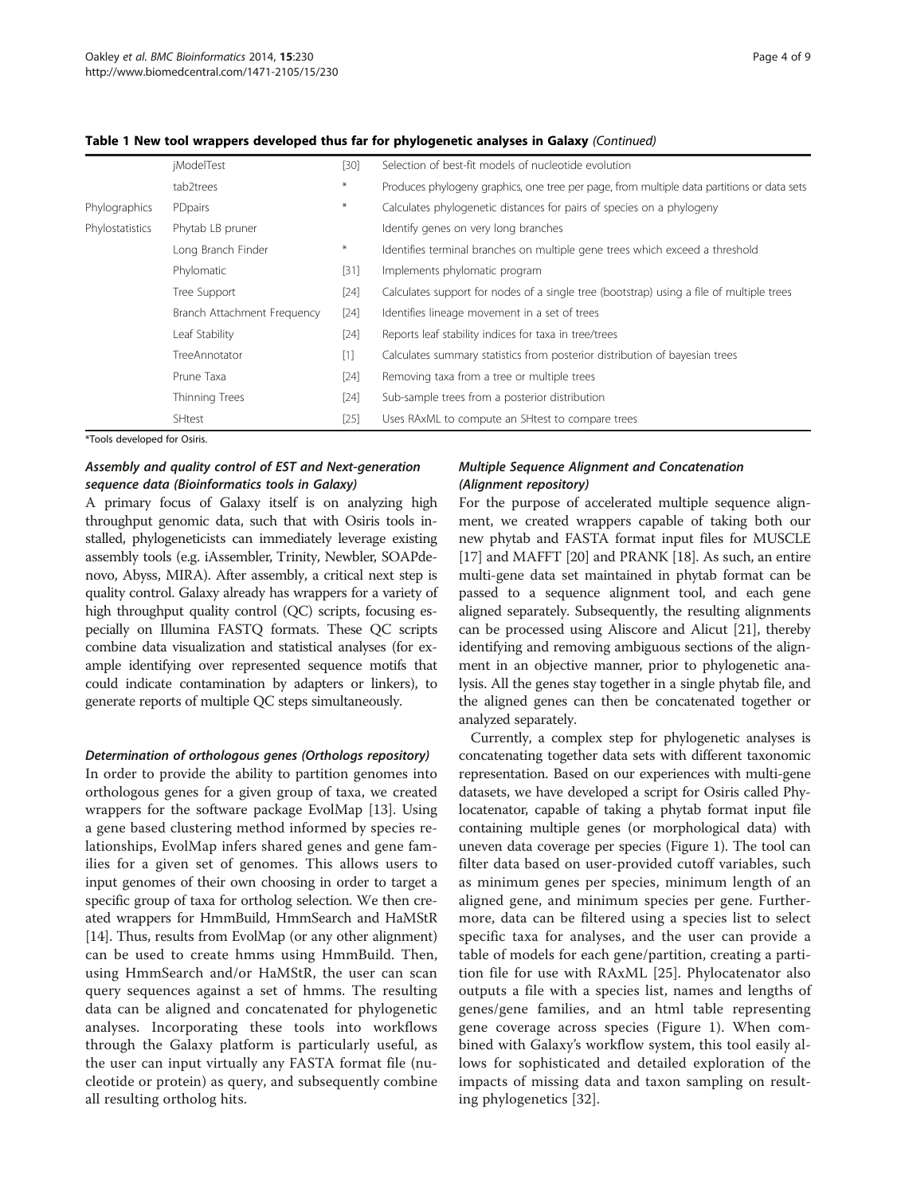**Table 1 New tool wrappers developed thus far for phylogenetic analyses in Galaxy** *(Continued)*

| | | | |
|---|---|---|---|
| | jModelTest | [30] | Selection of best-fit models of nucleotide evolution |
| | tab2trees | * | Produces phylogeny graphics, one tree per page, from multiple data partitions or data sets |
| Phylographics | PDpairs | * | Calculates phylogenetic distances for pairs of species on a phylogeny |
| Phylostatistics | Phytab LB pruner | | Identify genes on very long branches |
| | Long Branch Finder | * | Identifies terminal branches on multiple gene trees which exceed a threshold |
| | Phylomatic | [31] | Implements phylomatic program |
| | Tree Support | [24] | Calculates support for nodes of a single tree (bootstrap) using a file of multiple trees |
| | Branch Attachment Frequency | [24] | Identifies lineage movement in a set of trees |
| | Leaf Stability | [24] | Reports leaf stability indices for taxa in tree/trees |
| | TreeAnnotator | [1] | Calculates summary statistics from posterior distribution of bayesian trees |
| | Prune Taxa | [24] | Removing taxa from a tree or multiple trees |
| | Thinning Trees | [24] | Sub-sample trees from a posterior distribution |
| | SHtest | [25] | Uses RAxML to compute an SHtest to compare trees |

*Tools developed for Osiris.

### *Assembly and quality control of EST and Next-generation sequence data (Bioinformatics tools in Galaxy)*

A primary focus of Galaxy itself is on analyzing high throughput genomic data, such that with Osiris tools installed, phylogeneticists can immediately leverage existing assembly tools (e.g. iAssembler, Trinity, Newbler, SOAPdenovo, Abyss, MIRA). After assembly, a critical next step is quality control. Galaxy already has wrappers for a variety of high throughput quality control (QC) scripts, focusing especially on Illumina FASTQ formats. These QC scripts combine data visualization and statistical analyses (for example identifying over represented sequence motifs that could indicate contamination by adapters or linkers), to generate reports of multiple QC steps simultaneously.

### *Determination of orthologous genes (Orthologs repository)*

In order to provide the ability to partition genomes into orthologous genes for a given group of taxa, we created wrappers for the software package EvolMap [13]. Using a gene based clustering method informed by species relationships, EvolMap infers shared genes and gene families for a given set of genomes. This allows users to input genomes of their own choosing in order to target a specific group of taxa for ortholog selection. We then created wrappers for HmmBuild, HmmSearch and HaMStR [14]. Thus, results from EvolMap (or any other alignment) can be used to create hmms using HmmBuild. Then, using HmmSearch and/or HaMStR, the user can scan query sequences against a set of hmms. The resulting data can be aligned and concatenated for phylogenetic analyses. Incorporating these tools into workflows through the Galaxy platform is particularly useful, as the user can input virtually any FASTA format file (nucleotide or protein) as query, and subsequently combine all resulting ortholog hits.

### *Multiple Sequence Alignment and Concatenation (Alignment repository)*

For the purpose of accelerated multiple sequence alignment, we created wrappers capable of taking both our new phytab and FASTA format input files for MUSCLE [17] and MAFFT [20] and PRANK [18]. As such, an entire multi-gene data set maintained in phytab format can be passed to a sequence alignment tool, and each gene aligned separately. Subsequently, the resulting alignments can be processed using Aliscore and Alicut [21], thereby identifying and removing ambiguous sections of the alignment in an objective manner, prior to phylogenetic analysis. All the genes stay together in a single phytab file, and the aligned genes can then be concatenated together or analyzed separately.

Currently, a complex step for phylogenetic analyses is concatenating together data sets with different taxonomic representation. Based on our experiences with multi-gene datasets, we have developed a script for Osiris called Phylocatenator, capable of taking a phytab format input file containing multiple genes (or morphological data) with uneven data coverage per species (Figure 1). The tool can filter data based on user-provided cutoff variables, such as minimum genes per species, minimum length of an aligned gene, and minimum species per gene. Furthermore, data can be filtered using a species list to select specific taxa for analyses, and the user can provide a table of models for each gene/partition, creating a partition file for use with RAxML [25]. Phylocatenator also outputs a file with a species list, names and lengths of genes/gene families, and an html table representing gene coverage across species (Figure 1). When combined with Galaxy's workflow system, this tool easily allows for sophisticated and detailed exploration of the impacts of missing data and taxon sampling on resulting phylogenetics [32].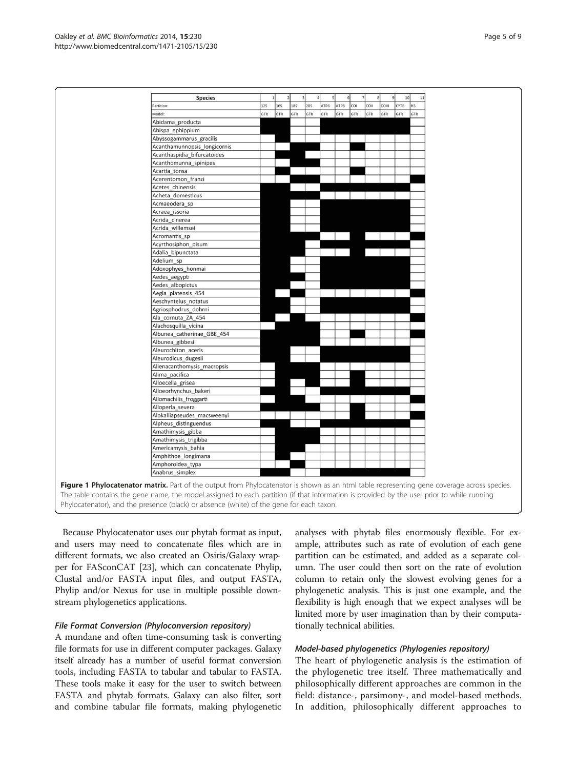| Species | 1 | 2 | 3 | 4 | 5 | 6 | 7 | 8 | 9 | 10 | 11 |
|---|---|---|---|---|---|---|---|---|---|---|---|
| Partition: | 12S | 16S | 18S | 28S | ATP6 | ATP8 | COI | COII | COIII | CYTB | H3 |
| Model: | GTR | GTR | GTR | GTR | GTR | GTR | GTR | GTR | GTR | GTR | GTR |
| Abidama_producta | | | | | | | | | | | |
| Abispa_ephippium | | | | | | | | | | | |
| Abyssogammarus_gracilis | | | | | | | | | | | |
| Acanthamunnopsis_longicornis | | | | | | | | | | | |
| Acanthaspidia_bifurcatoides | | | | | | | | | | | |
| Acanthomunna_spinipes | | | | | | | | | | | |
| Acartia_tonsa | | | | | | | | | | | |
| Acerentomon_franzi | | | | | | | | | | | |
| Acetes_chinensis | | | | | | | | | | | |
| Acheta_domesticus | | | | | | | | | | | |
| Acmaeodera_sp | | | | | | | | | | | |
| Acraea_issoria | | | | | | | | | | | |
| Acrida_cinerea | | | | | | | | | | | |
| Acrida_willemsei | | | | | | | | | | | |
| Acromantis_sp | | | | | | | | | | | |
| Acyrthosiphon_pisum | | | | | | | | | | | |
| Adalia_bipunctata | | | | | | | | | | | |
| Adelium_sp | | | | | | | | | | | |
| Adoxophyes_honmai | | | | | | | | | | | |
| Aedes_aegypti | | | | | | | | | | | |
| Aedes_albopictus | | | | | | | | | | | |
| Aegla_platensis_454 | | | | | | | | | | | |
| Aeschyntelus_notatus | | | | | | | | | | | |
| Agriosphodrus_dohrni | | | | | | | | | | | |
| Ala_cornuta_ZA_454 | | | | | | | | | | | |
| Alachosquilla_vicina | | | | | | | | | | | |
| Albunea_catherinae_GBE_454 | | | | | | | | | | | |
| Albunea_gibbesii | | | | | | | | | | | |
| Aleurochiton_aceris | | | | | | | | | | | |
| Aleurodicus_dugesii | | | | | | | | | | | |
| Alienacanthomysis_macropsis | | | | | | | | | | | |
| Alima_pacifica | | | | | | | | | | | |
| Alloecella_grisea | | | | | | | | | | | |
| Alloeorhynchus_bakeri | | | | | | | | | | | |
| Allomachilis_froggarti | | | | | | | | | | | |
| Alloperla_severa | | | | | | | | | | | |
| Alokalliapseudes_macsweenyi | | | | | | | | | | | |
| Alpheus_distinguendus | | | | | | | | | | | |
| Amathimysis_gibba | | | | | | | | | | | |
| Amathimysis_trigibba | | | | | | | | | | | |
| Americamysis_bahia | | | | | | | | | | | |
| Amphithoe_longimana | | | | | | | | | | | |
| Amphoroidea_typa | | | | | | | | | | | |
| Anabrus_simplex | | | | | | | | | | | |

**Figure 1 Phylocatenator matrix.** Part of the output from Phylocatenator is shown as an html table representing gene coverage across species. The table contains the gene name, the model assigned to each partition (if that information is provided by the user prior to while running Phylocatenator), and the presence (black) or absence (white) of the gene for each taxon.

Because Phylocatenator uses our phytab format as input, and users may need to concatenate files which are in different formats, we also created an Osiris/Galaxy wrapper for FASconCAT [23], which can concatenate Phylip, Clustal and/or FASTA input files, and output FASTA, Phylip and/or Nexus for use in multiple possible downstream phylogenetics applications.

#### *File Format Conversion (Phyloconversion repository)*

A mundane and often time-consuming task is converting file formats for use in different computer packages. Galaxy itself already has a number of useful format conversion tools, including FASTA to tabular and tabular to FASTA. These tools make it easy for the user to switch between FASTA and phytab formats. Galaxy can also filter, sort and combine tabular file formats, making phylogenetic analyses with phytab files enormously flexible. For example, attributes such as rate of evolution of each gene partition can be estimated, and added as a separate column. The user could then sort on the rate of evolution column to retain only the slowest evolving genes for a phylogenetic analysis. This is just one example, and the flexibility is high enough that we expect analyses will be limited more by user imagination than by their computationally technical abilities.

#### *Model-based phylogenetics (Phylogenies repository)*

The heart of phylogenetic analysis is the estimation of the phylogenetic tree itself. Three mathematically and philosophically different approaches are common in the field: distance-, parsimony-, and model-based methods. In addition, philosophically different approaches to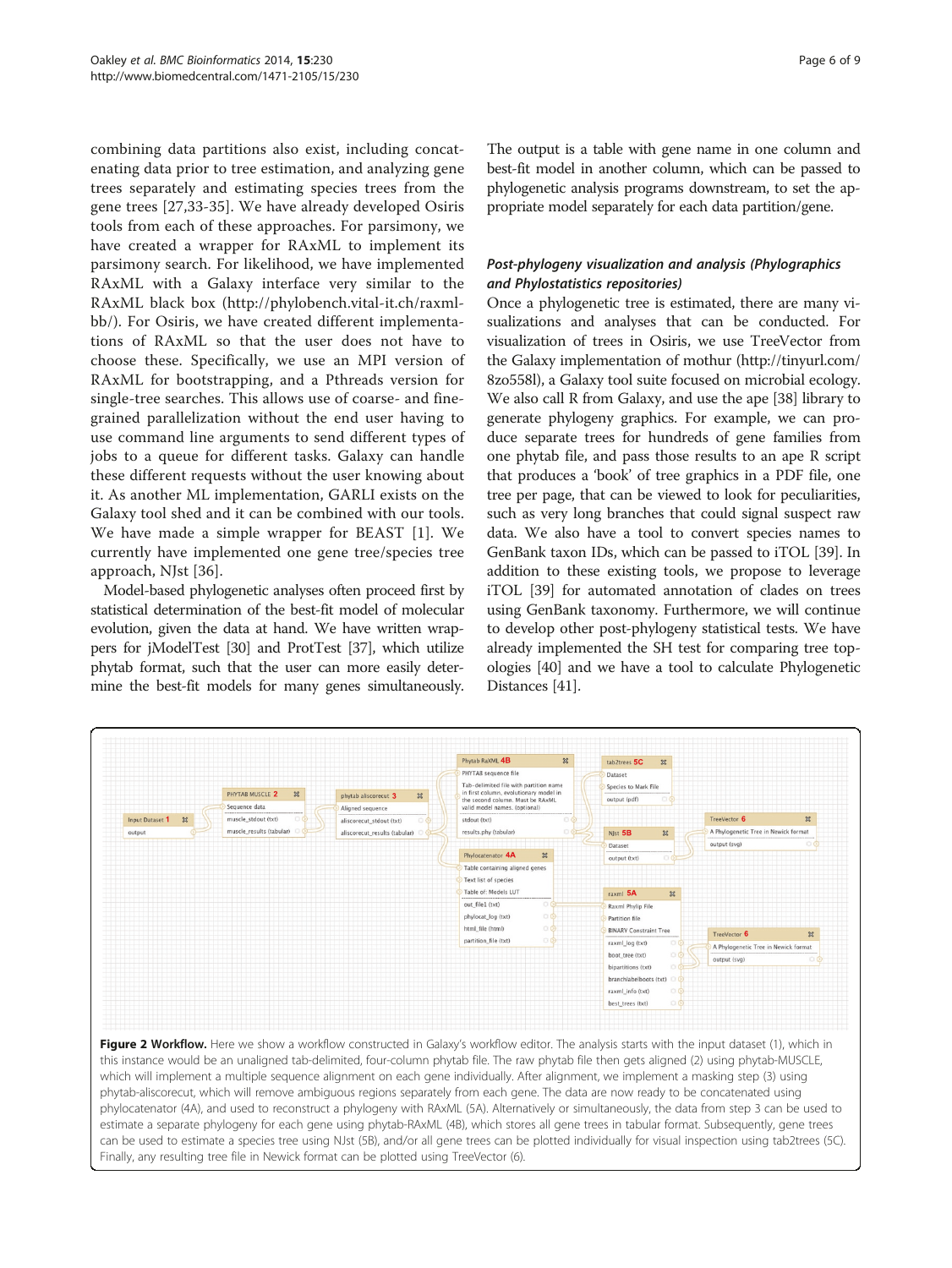combining data partitions also exist, including concatenating data prior to tree estimation, and analyzing gene trees separately and estimating species trees from the gene trees [27,33-35]. We have already developed Osiris tools from each of these approaches. For parsimony, we have created a wrapper for RAxML to implement its parsimony search. For likelihood, we have implemented RAxML with a Galaxy interface very similar to the RAxML black box (http://phylobench.vital-it.ch/raxml-bb/). For Osiris, we have created different implementations of RAxML so that the user does not have to choose these. Specifically, we use an MPI version of RAxML for bootstrapping, and a Pthreads version for single-tree searches. This allows use of coarse- and fine-grained parallelization without the end user having to use command line arguments to send different types of jobs to a queue for different tasks. Galaxy can handle these different requests without the user knowing about it. As another ML implementation, GARLI exists on the Galaxy tool shed and it can be combined with our tools. We have made a simple wrapper for BEAST [1]. We currently have implemented one gene tree/species tree approach, NJst [36].

Model-based phylogenetic analyses often proceed first by statistical determination of the best-fit model of molecular evolution, given the data at hand. We have written wrappers for jModelTest [30] and ProtTest [37], which utilize phytab format, such that the user can more easily determine the best-fit models for many genes simultaneously. The output is a table with gene name in one column and best-fit model in another column, which can be passed to phylogenetic analysis programs downstream, to set the appropriate model separately for each data partition/gene.

### *Post-phylogeny visualization and analysis (Phylographics and Phylostatistics repositories)*

Once a phylogenetic tree is estimated, there are many visualizations and analyses that can be conducted. For visualization of trees in Osiris, we use TreeVector from the Galaxy implementation of mothur (http://tinyurl.com/8zo558l), a Galaxy tool suite focused on microbial ecology. We also call R from Galaxy, and use the ape [38] library to generate phylogeny graphics. For example, we can produce separate trees for hundreds of gene families from one phytab file, and pass those results to an ape R script that produces a 'book' of tree graphics in a PDF file, one tree per page, that can be viewed to look for peculiarities, such as very long branches that could signal suspect raw data. We also have a tool to convert species names to GenBank taxon IDs, which can be passed to iTOL [39]. In addition to these existing tools, we propose to leverage iTOL [39] for automated annotation of clades on trees using GenBank taxonomy. Furthermore, we will continue to develop other post-phylogeny statistical tests. We have already implemented the SH test for comparing tree topologies [40] and we have a tool to calculate Phylogenetic Distances [41].

**Figure 2 Workflow.** Here we show a workflow constructed in Galaxy's workflow editor. The analysis starts with the input dataset (1), which in this instance would be an unaligned tab-delimited, four-column phytab file. The raw phytab file then gets aligned (2) using phytab-MUSCLE, which will implement a multiple sequence alignment on each gene individually. After alignment, we implement a masking step (3) using phytab-aliscorecut, which will remove ambiguous regions separately from each gene. The data are now ready to be concatenated using phylocatenator (4A), and used to reconstruct a phylogeny with RAxML (5A). Alternatively or simultaneously, the data from step 3 can be used to estimate a separate phylogeny for each gene using phytab-RAxML (4B), which stores all gene trees in tabular format. Subsequently, gene trees can be used to estimate a species tree using NJst (5B), and/or all gene trees can be plotted individually for visual inspection using tab2trees (5C). Finally, any resulting tree file in Newick format can be plotted using TreeVector (6).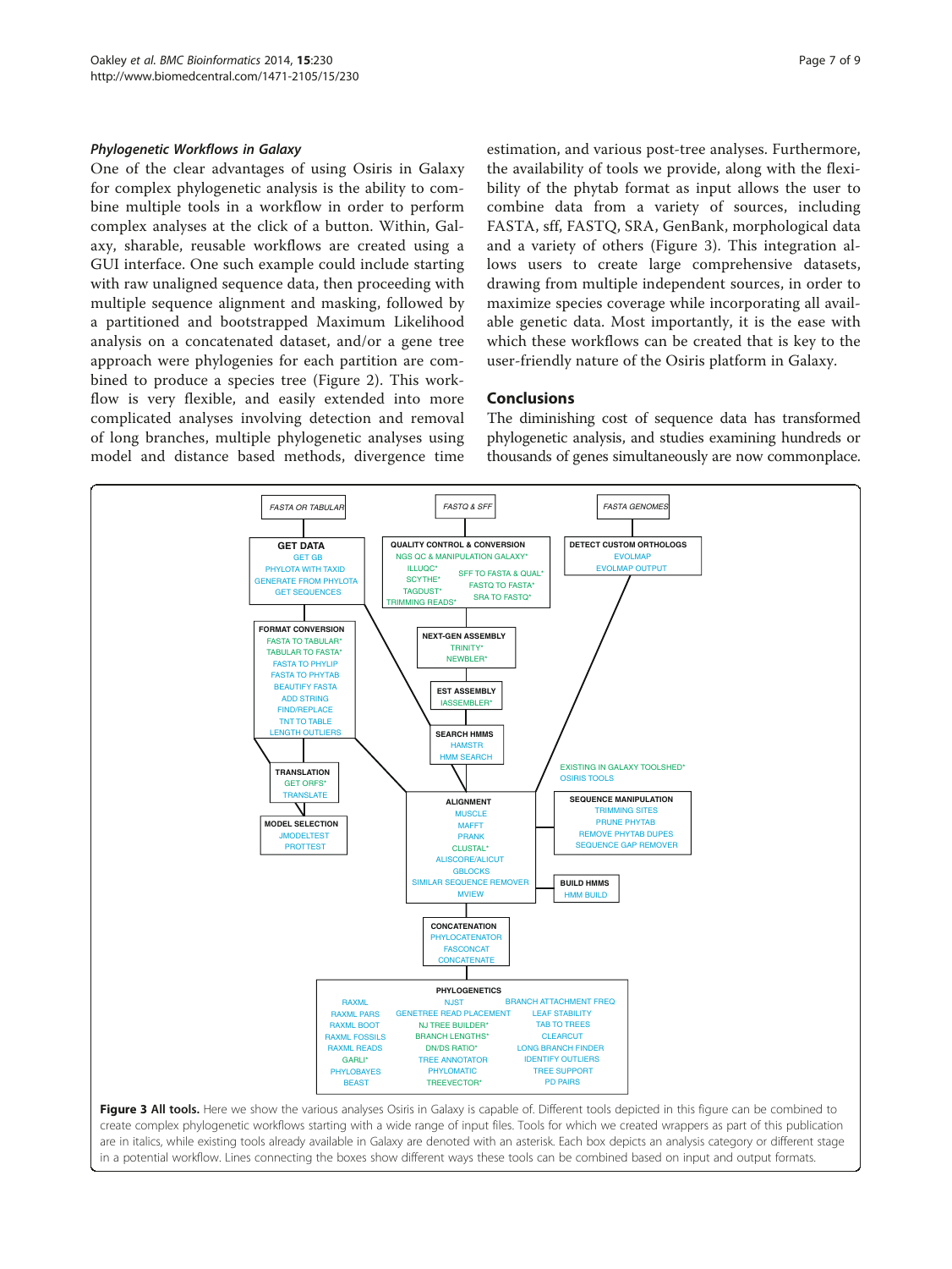### *Phylogenetic Workflows in Galaxy*

One of the clear advantages of using Osiris in Galaxy for complex phylogenetic analysis is the ability to combine multiple tools in a workflow in order to perform complex analyses at the click of a button. Within, Galaxy, sharable, reusable workflows are created using a GUI interface. One such example could include starting with raw unaligned sequence data, then proceeding with multiple sequence alignment and masking, followed by a partitioned and bootstrapped Maximum Likelihood analysis on a concatenated dataset, and/or a gene tree approach were phylogenies for each partition are combined to produce a species tree (Figure 2). This workflow is very flexible, and easily extended into more complicated analyses involving detection and removal of long branches, multiple phylogenetic analyses using model and distance based methods, divergence time estimation, and various post-tree analyses. Furthermore, the availability of tools we provide, along with the flexibility of the phytab format as input allows the user to combine data from a variety of sources, including FASTA, sff, FASTQ, SRA, GenBank, morphological data and a variety of others (Figure 3). This integration allows users to create large comprehensive datasets, drawing from multiple independent sources, in order to maximize species coverage while incorporating all available genetic data. Most importantly, it is the ease with which these workflows can be created that is key to the user-friendly nature of the Osiris platform in Galaxy.

## Conclusions

The diminishing cost of sequence data has transformed phylogenetic analysis, and studies examining hundreds or thousands of genes simultaneously are now commonplace.

**Figure 3 All tools.** Here we show the various analyses Osiris in Galaxy is capable of. Different tools depicted in this figure can be combined to create complex phylogenetic workflows starting with a wide range of input files. Tools for which we created wrappers as part of this publication are in italics, while existing tools already available in Galaxy are denoted with an asterisk. Each box depicts an analysis category or different stage in a potential workflow. Lines connecting the boxes show different ways these tools can be combined based on input and output formats.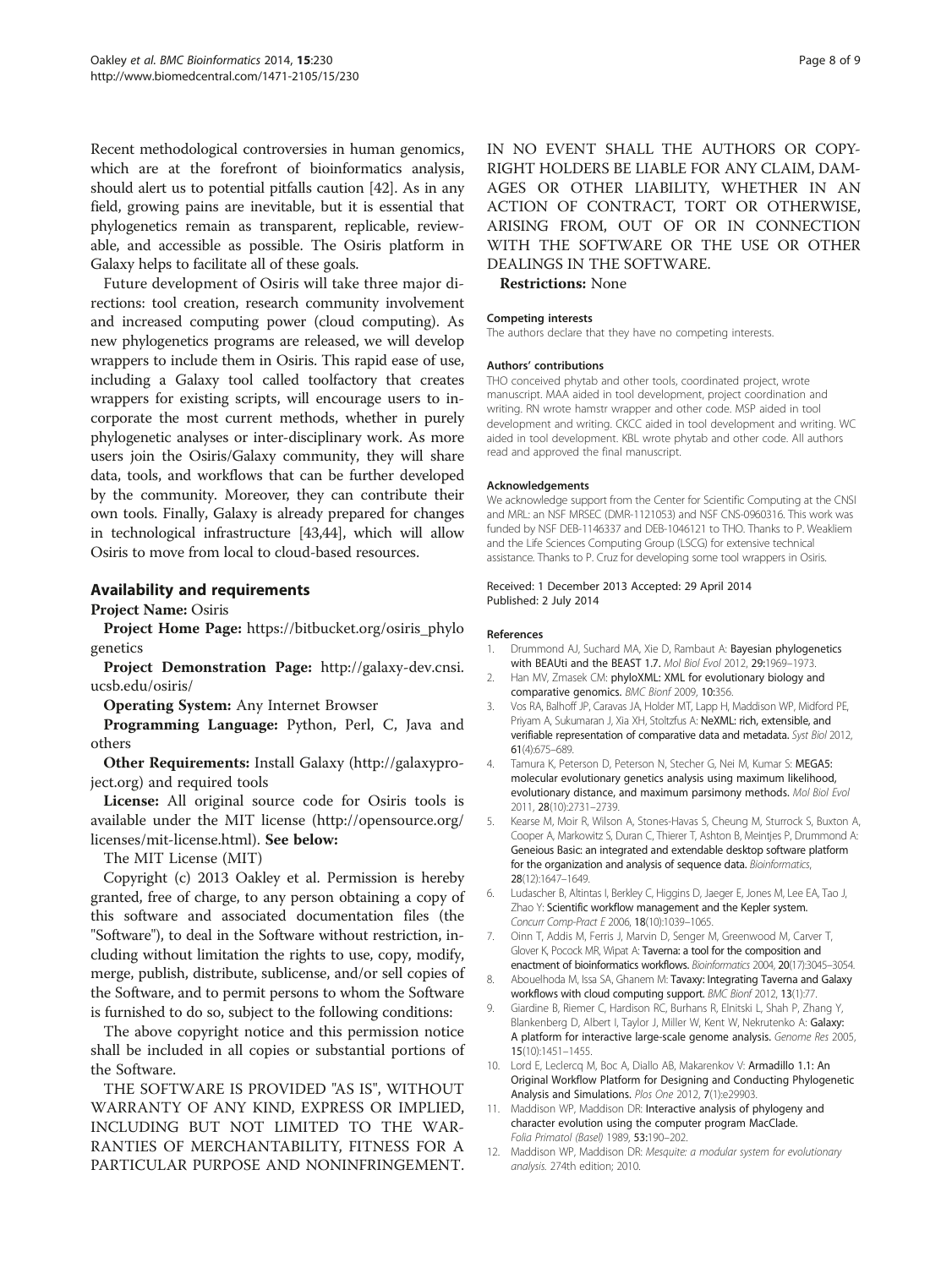Recent methodological controversies in human genomics, which are at the forefront of bioinformatics analysis, should alert us to potential pitfalls caution [42]. As in any field, growing pains are inevitable, but it is essential that phylogenetics remain as transparent, replicable, reviewable, and accessible as possible. The Osiris platform in Galaxy helps to facilitate all of these goals.

Future development of Osiris will take three major directions: tool creation, research community involvement and increased computing power (cloud computing). As new phylogenetics programs are released, we will develop wrappers to include them in Osiris. This rapid ease of use, including a Galaxy tool called toolfactory that creates wrappers for existing scripts, will encourage users to incorporate the most current methods, whether in purely phylogenetic analyses or inter-disciplinary work. As more users join the Osiris/Galaxy community, they will share data, tools, and workflows that can be further developed by the community. Moreover, they can contribute their own tools. Finally, Galaxy is already prepared for changes in technological infrastructure [43,44], which will allow Osiris to move from local to cloud-based resources.

## Availability and requirements

**Project Name:** Osiris

**Project Home Page:** https://bitbucket.org/osiris_phylogenetics

**Project Demonstration Page:** http://galaxy-dev.cnsi.ucsb.edu/osiris/

**Operating System:** Any Internet Browser

**Programming Language:** Python, Perl, C, Java and others

**Other Requirements:** Install Galaxy (http://galaxyproject.org) and required tools

**License:** All original source code for Osiris tools is available under the MIT license (http://opensource.org/licenses/mit-license.html). **See below:**

The MIT License (MIT)

Copyright (c) 2013 Oakley et al. Permission is hereby granted, free of charge, to any person obtaining a copy of this software and associated documentation files (the "Software"), to deal in the Software without restriction, including without limitation the rights to use, copy, modify, merge, publish, distribute, sublicense, and/or sell copies of the Software, and to permit persons to whom the Software is furnished to do so, subject to the following conditions:

The above copyright notice and this permission notice shall be included in all copies or substantial portions of the Software.

THE SOFTWARE IS PROVIDED "AS IS", WITHOUT WARRANTY OF ANY KIND, EXPRESS OR IMPLIED, INCLUDING BUT NOT LIMITED TO THE WARRANTIES OF MERCHANTABILITY, FITNESS FOR A PARTICULAR PURPOSE AND NONINFRINGEMENT. IN NO EVENT SHALL THE AUTHORS OR COPYRIGHT HOLDERS BE LIABLE FOR ANY CLAIM, DAMAGES OR OTHER LIABILITY, WHETHER IN AN ACTION OF CONTRACT, TORT OR OTHERWISE, ARISING FROM, OUT OF OR IN CONNECTION WITH THE SOFTWARE OR THE USE OR OTHER DEALINGS IN THE SOFTWARE.

**Restrictions:** None

#### Competing interests

The authors declare that they have no competing interests.

#### Authors' contributions

THO conceived phytab and other tools, coordinated project, wrote manuscript. MAA aided in tool development, project coordination and writing. RN wrote hamstr wrapper and other code. MSP aided in tool development and writing. CKCC aided in tool development and writing. WC aided in tool development. KBL wrote phytab and other code. All authors read and approved the final manuscript.

#### Acknowledgements

We acknowledge support from the Center for Scientific Computing at the CNSI and MRL: an NSF MRSEC (DMR-1121053) and NSF CNS-0960316. This work was funded by NSF DEB-1146337 and DEB-1046121 to THO. Thanks to P. Weakliem and the Life Sciences Computing Group (LSCG) for extensive technical assistance. Thanks to P. Cruz for developing some tool wrappers in Osiris.

Received: 1 December 2013 Accepted: 29 April 2014
Published: 2 July 2014

#### References

1. Drummond AJ, Suchard MA, Xie D, Rambaut A: **Bayesian phylogenetics with BEAUti and the BEAST 1.7.** *Mol Biol Evol* 2012, **29:**1969–1973.
2. Han MV, Zmasek CM: **phyloXML: XML for evolutionary biology and comparative genomics.** *BMC Bionf* 2009, **10:**356.
3. Vos RA, Balhoff JP, Caravas JA, Holder MT, Lapp H, Maddison WP, Midford PE, Priyam A, Sukumaran J, Xia XH, Stoltzfus A: **NeXML: rich, extensible, and verifiable representation of comparative data and metadata.** *Syst Biol* 2012, **61**(4):675–689.
4. Tamura K, Peterson D, Peterson N, Stecher G, Nei M, Kumar S: **MEGA5: molecular evolutionary genetics analysis using maximum likelihood, evolutionary distance, and maximum parsimony methods.** *Mol Biol Evol* 2011, **28**(10):2731–2739.
5. Kearse M, Moir R, Wilson A, Stones-Havas S, Cheung M, Sturrock S, Buxton A, Cooper A, Markowitz S, Duran C, Thierer T, Ashton B, Meintjes P, Drummond A: **Geneious Basic: an integrated and extendable desktop software platform for the organization and analysis of sequence data.** *Bioinformatics*, **28**(12):1647–1649.
6. Ludascher B, Altintas I, Berkley C, Higgins D, Jaeger E, Jones M, Lee EA, Tao J, Zhao Y: **Scientific workflow management and the Kepler system.** *Concurr Comp-Pract E* 2006, **18**(10):1039–1065.
7. Oinn T, Addis M, Ferris J, Marvin D, Senger M, Greenwood M, Carver T, Glover K, Pocock MR, Wipat A: **Taverna: a tool for the composition and enactment of bioinformatics workflows.** *Bioinformatics* 2004, **20**(17):3045–3054.
8. Abouelhoda M, Issa SA, Ghanem M: **Tavaxy: Integrating Taverna and Galaxy workflows with cloud computing support.** *BMC Bionf* 2012, **13**(1):77.
9. Giardine B, Riemer C, Hardison RC, Burhans R, Elnitski L, Shah P, Zhang Y, Blankenberg D, Albert I, Taylor J, Miller W, Kent W, Nekrutenko A: **Galaxy: A platform for interactive large-scale genome analysis.** *Genome Res* 2005, **15**(10):1451–1455.
10. Lord E, Leclercq M, Boc A, Diallo AB, Makarenkov V: **Armadillo 1.1: An Original Workflow Platform for Designing and Conducting Phylogenetic Analysis and Simulations.** *Plos One* 2012, **7**(1):e29903.
11. Maddison WP, Maddison DR: **Interactive analysis of phylogeny and character evolution using the computer program MacClade.** *Folia Primatol (Basel)* 1989, **53:**190–202.
12. Maddison WP, Maddison DR: *Mesquite: a modular system for evolutionary analysis.* 274th edition; 2010.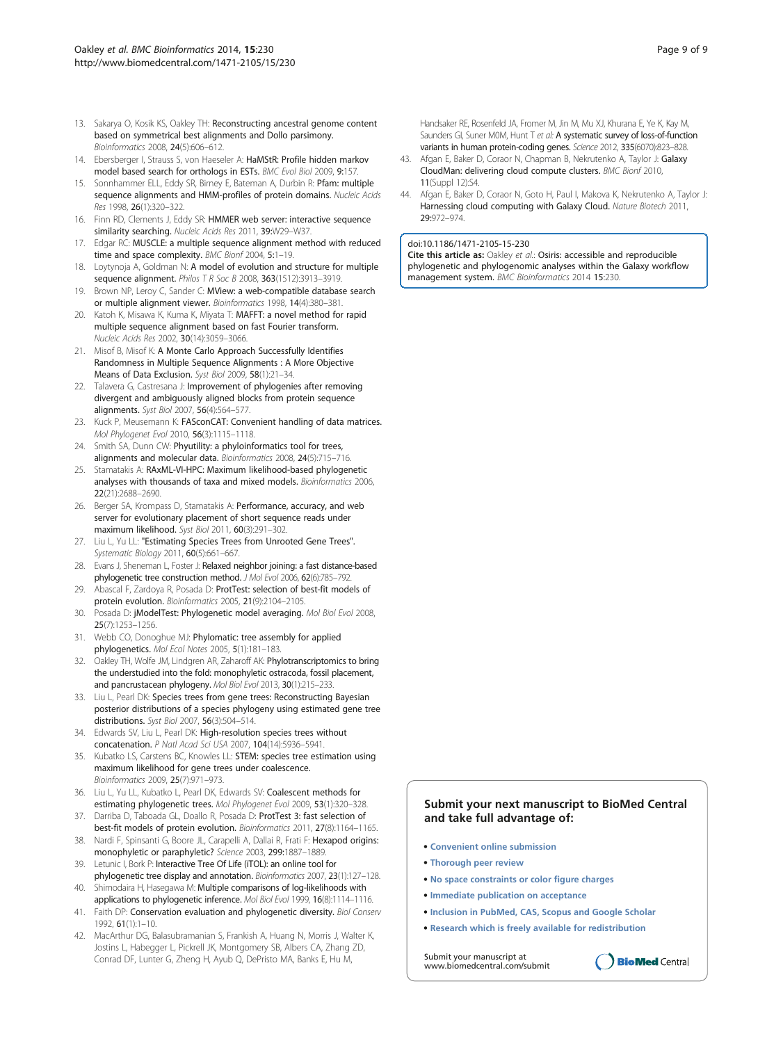13. Sakarya O, Kosik KS, Oakley TH: **Reconstructing ancestral genome content based on symmetrical best alignments and Dollo parsimony.** *Bioinformatics* 2008, **24**(5):606–612.
14. Ebersberger I, Strauss S, von Haeseler A: **HaMStR: Profile hidden markov model based search for orthologs in ESTs.** *BMC Evol Biol* 2009, **9**:157.
15. Sonnhammer ELL, Eddy SR, Birney E, Bateman A, Durbin R: **Pfam: multiple sequence alignments and HMM-profiles of protein domains.** *Nucleic Acids Res* 1998, **26**(1):320–322.
16. Finn RD, Clements J, Eddy SR: **HMMER web server: interactive sequence similarity searching.** *Nucleic Acids Res* 2011, **39**:W29–W37.
17. Edgar RC: **MUSCLE: a multiple sequence alignment method with reduced time and space complexity.** *BMC Bionf* 2004, **5**:1–19.
18. Loytynoja A, Goldman N: **A model of evolution and structure for multiple sequence alignment.** *Philos T R Soc B* 2008, **363**(1512):3913–3919.
19. Brown NP, Leroy C, Sander C: **MView: a web-compatible database search or multiple alignment viewer.** *Bioinformatics* 1998, **14**(4):380–381.
20. Katoh K, Misawa K, Kuma K, Miyata T: **MAFFT: a novel method for rapid multiple sequence alignment based on fast Fourier transform.** *Nucleic Acids Res* 2002, **30**(14):3059–3066.
21. Misof B, Misof K: **A Monte Carlo Approach Successfully Identifies Randomness in Multiple Sequence Alignments : A More Objective Means of Data Exclusion.** *Syst Biol* 2009, **58**(1):21–34.
22. Talavera G, Castresana J: **Improvement of phylogenies after removing divergent and ambiguously aligned blocks from protein sequence alignments.** *Syst Biol* 2007, **56**(4):564–577.
23. Kuck P, Meusemann K: **FASconCAT: Convenient handling of data matrices.** *Mol Phylogenet Evol* 2010, **56**(3):1115–1118.
24. Smith SA, Dunn CW: **Phyutility: a phyloinformatics tool for trees, alignments and molecular data.** *Bioinformatics* 2008, **24**(5):715–716.
25. Stamatakis A: **RAxML-VI-HPC: Maximum likelihood-based phylogenetic analyses with thousands of taxa and mixed models.** *Bioinformatics* 2006, **22**(21):2688–2690.
26. Berger SA, Krompass D, Stamatakis A: **Performance, accuracy, and web server for evolutionary placement of short sequence reads under maximum likelihood.** *Syst Biol* 2011, **60**(3):291–302.
27. Liu L, Yu LL: **"Estimating Species Trees from Unrooted Gene Trees".** *Systematic Biology* 2011, **60**(5):661–667.
28. Evans J, Sheneman L, Foster J: **Relaxed neighbor joining: a fast distance-based phylogenetic tree construction method.** *J Mol Evol* 2006, **62**(6):785–792.
29. Abascal F, Zardoya R, Posada D: **ProtTest: selection of best-fit models of protein evolution.** *Bioinformatics* 2005, **21**(9):2104–2105.
30. Posada D: **jModelTest: Phylogenetic model averaging.** *Mol Biol Evol* 2008, **25**(7):1253–1256.
31. Webb CO, Donoghue MJ: **Phylomatic: tree assembly for applied phylogenetics.** *Mol Ecol Notes* 2005, **5**(1):181–183.
32. Oakley TH, Wolfe JM, Lindgren AR, Zaharoff AK: **Phylotranscriptomics to bring the understudied into the fold: monophyletic ostracoda, fossil placement, and pancrustacean phylogeny.** *Mol Biol Evol* 2013, **30**(1):215–233.
33. Liu L, Pearl DK: **Species trees from gene trees: Reconstructing Bayesian posterior distributions of a species phylogeny using estimated gene tree distributions.** *Syst Biol* 2007, **56**(3):504–514.
34. Edwards SV, Liu L, Pearl DK: **High-resolution species trees without concatenation.** *P Natl Acad Sci USA* 2007, **104**(14):5936–5941.
35. Kubatko LS, Carstens BC, Knowles LL: **STEM: species tree estimation using maximum likelihood for gene trees under coalescence.** *Bioinformatics* 2009, **25**(7):971–973.
36. Liu L, Yu LL, Kubatko L, Pearl DK, Edwards SV: **Coalescent methods for estimating phylogenetic trees.** *Mol Phylogenet Evol* 2009, **53**(1):320–328.
37. Darriba D, Taboada GL, Doallo R, Posada D: **ProtTest 3: fast selection of best-fit models of protein evolution.** *Bioinformatics* 2011, **27**(8):1164–1165.
38. Nardi F, Spinsanti G, Boore JL, Carapelli A, Dallai R, Frati F: **Hexapod origins: monophyletic or paraphyletic?** *Science* 2003, **299**:1887–1889.
39. Letunic I, Bork P: **Interactive Tree Of Life (iTOL): an online tool for phylogenetic tree display and annotation.** *Bioinformatics* 2007, **23**(1):127–128.
40. Shimodaira H, Hasegawa M: **Multiple comparisons of log-likelihoods with applications to phylogenetic inference.** *Mol Biol Evol* 1999, **16**(8):1114–1116.
41. Faith DP: **Conservation evaluation and phylogenetic diversity.** *Biol Conserv* 1992, **61**(1):1–10.
42. MacArthur DG, Balasubramanian S, Frankish A, Huang N, Morris J, Walter K, Jostins L, Habegger L, Pickrell JK, Montgomery SB, Albers CA, Zhang ZD, Conrad DF, Lunter G, Zheng H, Ayub Q, DePristo MA, Banks E, Hu M, Handsaker RE, Rosenfeld JA, Fromer M, Jin M, Mu XJ, Khurana E, Ye K, Kay M, Saunders GI, Suner M0M, Hunt T *et al*: **A systematic survey of loss-of-function variants in human protein-coding genes.** *Science* 2012, **335**(6070):823–828.
43. Afgan E, Baker D, Coraor N, Chapman B, Nekrutenko A, Taylor J: **Galaxy CloudMan: delivering cloud compute clusters.** *BMC Bionf* 2010, **11**(Suppl 12):S4.
44. Afgan E, Baker D, Coraor N, Goto H, Paul I, Makova K, Nekrutenko A, Taylor J: **Harnessing cloud computing with Galaxy Cloud.** *Nature Biotech* 2011, **29**:972–974.

doi:10.1186/1471-2105-15-230
**Cite this article as:** Oakley *et al.*: Osiris: accessible and reproducible phylogenetic and phylogenomic analyses within the Galaxy workflow management system. *BMC Bioinformatics* 2014 **15**:230.

**Submit your next manuscript to BioMed Central and take full advantage of:**

- **Convenient online submission**
- **Thorough peer review**
- **No space constraints or color figure charges**
- **Immediate publication on acceptance**
- **Inclusion in PubMed, CAS, Scopus and Google Scholar**
- **Research which is freely available for redistribution**

Submit your manuscript at www.biomedcentral.com/submit

BioMed Central